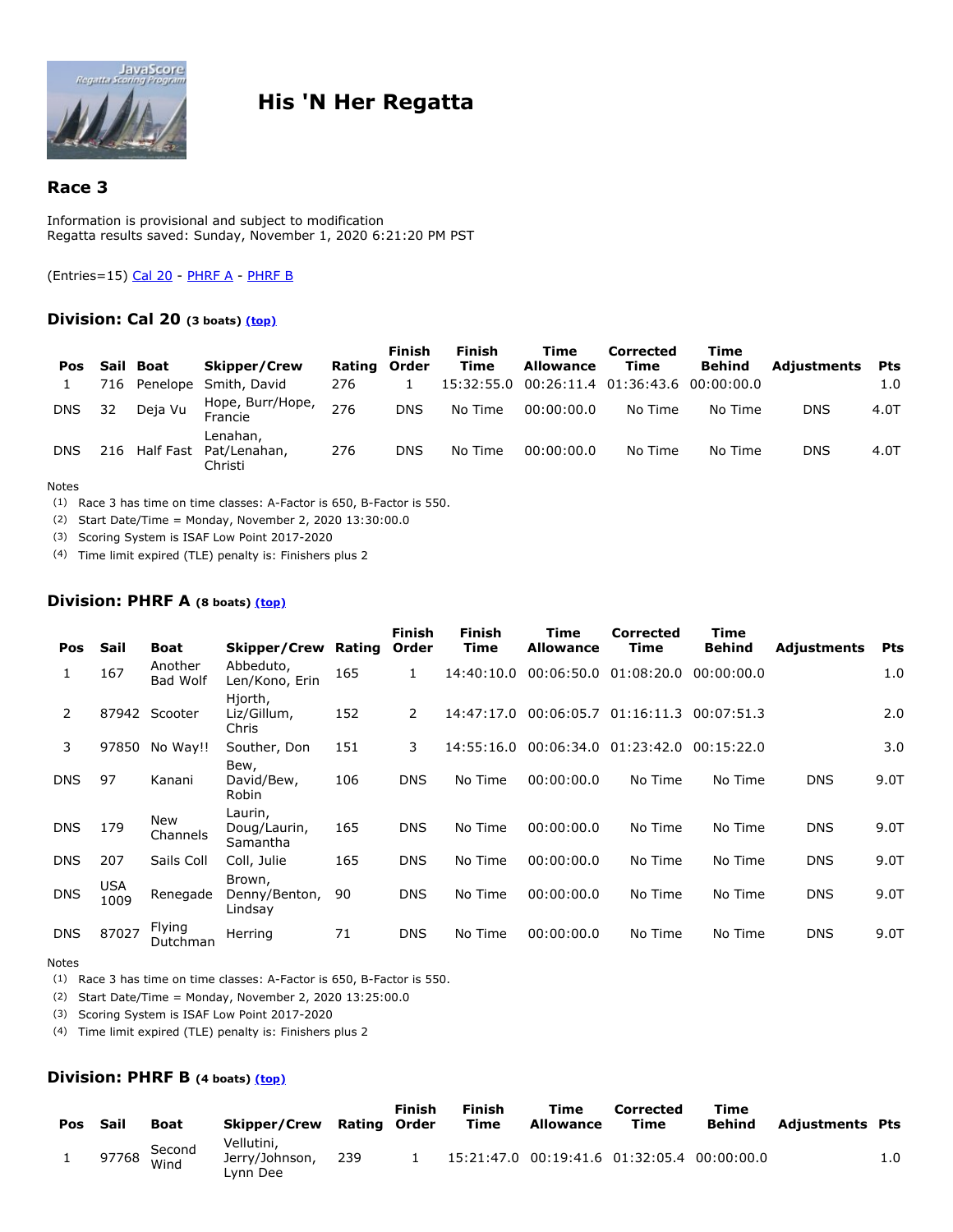# His 'N Her Regatta

## Race 3

Information is provisional and subject to modification
Regatta results saved: Sunday, November 1, 2020 6:21:20 PM PST

(Entries=15) Cal 20 - PHRF A - PHRF B

### Division: Cal 20 (3 boats) (top)

| Pos | Sail | Boat | Skipper/Crew | Rating | Finish Order | Finish Time | Time Allowance | Corrected Time | Time Behind | Adjustments | Pts |
|---|---|---|---|---|---|---|---|---|---|---|---|
| 1 | 716 | Penelope | Smith, David | 276 | 1 | 15:32:55.0 | 00:26:11.4 | 01:36:43.6 | 00:00:00.0 | | 1.0 |
| DNS | 32 | Deja Vu | Hope, Burr/Hope, Francie | 276 | DNS | No Time | 00:00:00.0 | No Time | No Time | DNS | 4.0T |
| DNS | 216 | Half Fast | Lenahan, Pat/Lenahan, Christi | 276 | DNS | No Time | 00:00:00.0 | No Time | No Time | DNS | 4.0T |

Notes
(1) Race 3 has time on time classes: A-Factor is 650, B-Factor is 550.
(2) Start Date/Time = Monday, November 2, 2020 13:30:00.0
(3) Scoring System is ISAF Low Point 2017-2020
(4) Time limit expired (TLE) penalty is: Finishers plus 2

### Division: PHRF A (8 boats) (top)

| Pos | Sail | Boat | Skipper/Crew | Rating | Finish Order | Finish Time | Time Allowance | Corrected Time | Time Behind | Adjustments | Pts |
|---|---|---|---|---|---|---|---|---|---|---|---|
| 1 | 167 | Another Bad Wolf | Abbeduto, Len/Kono, Erin | 165 | 1 | 14:40:10.0 | 00:06:50.0 | 01:08:20.0 | 00:00:00.0 | | 1.0 |
| 2 | 87942 | Scooter | Hjorth, Liz/Gillum, Chris | 152 | 2 | 14:47:17.0 | 00:06:05.7 | 01:16:11.3 | 00:07:51.3 | | 2.0 |
| 3 | 97850 | No Way!! | Souther, Don | 151 | 3 | 14:55:16.0 | 00:06:34.0 | 01:23:42.0 | 00:15:22.0 | | 3.0 |
| DNS | 97 | Kanani | Bew, David/Bew, Robin | 106 | DNS | No Time | 00:00:00.0 | No Time | No Time | DNS | 9.0T |
| DNS | 179 | New Channels | Laurin, Doug/Laurin, Samantha | 165 | DNS | No Time | 00:00:00.0 | No Time | No Time | DNS | 9.0T |
| DNS | 207 | Sails Coll | Coll, Julie | 165 | DNS | No Time | 00:00:00.0 | No Time | No Time | DNS | 9.0T |
| DNS | USA 1009 | Renegade | Brown, Denny/Benton, Lindsay | 90 | DNS | No Time | 00:00:00.0 | No Time | No Time | DNS | 9.0T |
| DNS | 87027 | Flying Dutchman | Herring | 71 | DNS | No Time | 00:00:00.0 | No Time | No Time | DNS | 9.0T |

Notes
(1) Race 3 has time on time classes: A-Factor is 650, B-Factor is 550.
(2) Start Date/Time = Monday, November 2, 2020 13:25:00.0
(3) Scoring System is ISAF Low Point 2017-2020
(4) Time limit expired (TLE) penalty is: Finishers plus 2

### Division: PHRF B (4 boats) (top)

| Pos | Sail | Boat | Skipper/Crew | Rating | Finish Order | Finish Time | Time Allowance | Corrected Time | Time Behind | Adjustments | Pts |
|---|---|---|---|---|---|---|---|---|---|---|---|
| 1 | 97768 | Second Wind | Vellutini, Jerry/Johnson, Lynn Dee | 239 | 1 | 15:21:47.0 | 00:19:41.6 | 01:32:05.4 | 00:00:00.0 | | 1.0 |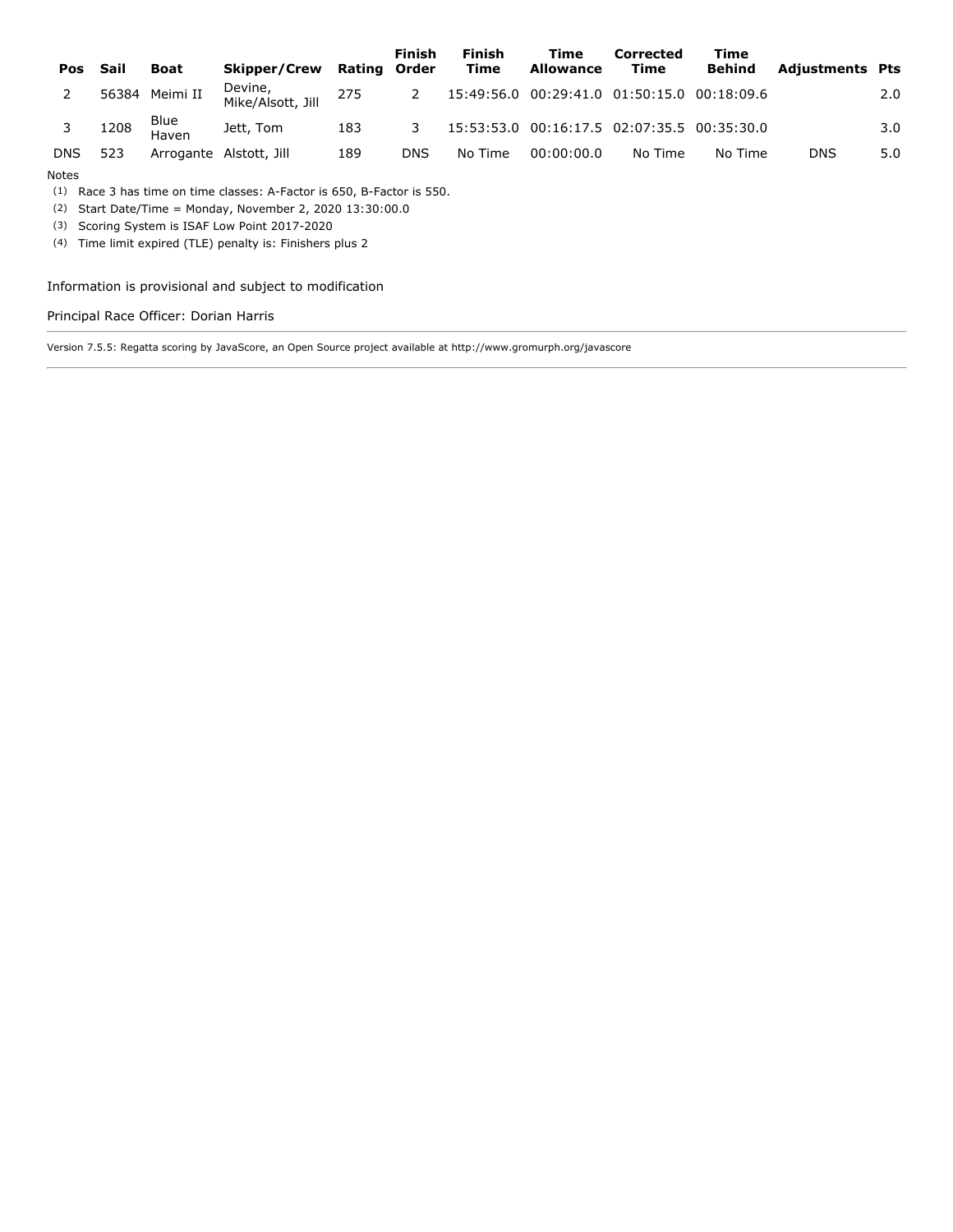| Pos | Sail | Boat | Skipper/Crew | Rating | Finish Order | Finish Time | Time Allowance | Corrected Time | Time Behind | Adjustments | Pts |
|---|---|---|---|---|---|---|---|---|---|---|---|
| 2 | 56384 | Meimi II | Devine, Mike/Alsott, Jill | 275 | 2 | 15:49:56.0 | 00:29:41.0 | 01:50:15.0 | 00:18:09.6 | | 2.0 |
| 3 | 1208 | Blue Haven | Jett, Tom | 183 | 3 | 15:53:53.0 | 00:16:17.5 | 02:07:35.5 | 00:35:30.0 | | 3.0 |
| DNS | 523 | Arrogante | Alstott, Jill | 189 | DNS | No Time | 00:00:00.0 | No Time | No Time | DNS | 5.0 |

Notes

(1) Race 3 has time on time classes: A-Factor is 650, B-Factor is 550.

(2) Start Date/Time = Monday, November 2, 2020 13:30:00.0

(3) Scoring System is ISAF Low Point 2017-2020

(4) Time limit expired (TLE) penalty is: Finishers plus 2

Information is provisional and subject to modification

Principal Race Officer: Dorian Harris

---

Version 7.5.5: Regatta scoring by JavaScore, an Open Source project available at http://www.gromurph.org/javascore

---